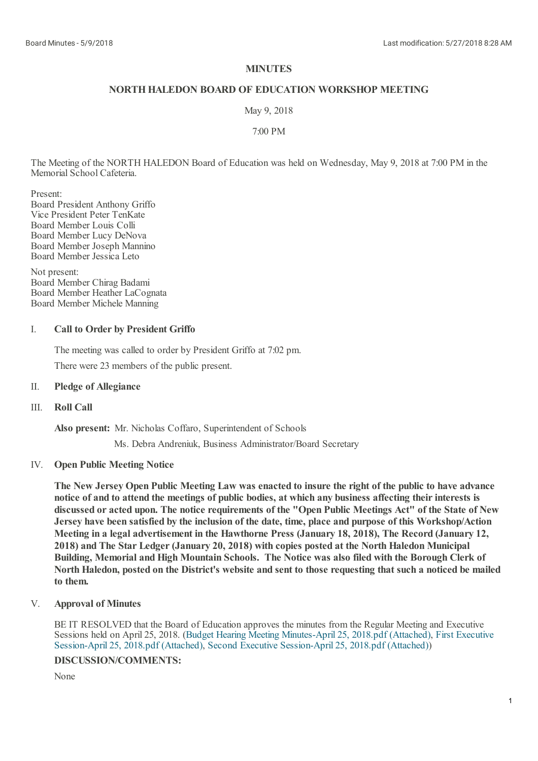# MINUTES

## NORTH HALEDON BOARD OF EDUCATION WORKSHOP MEETING

May 9, 2018

7:00 PM

The Meeting of the NORTH HALEDON Board of Education was held on Wednesday, May 9, 2018 at 7:00 PM in the Memorial School Cafeteria.

Present:
Board President Anthony Griffo
Vice President Peter TenKate
Board Member Louis Colli
Board Member Lucy DeNova
Board Member Joseph Mannino
Board Member Jessica Leto

Not present:
Board Member Chirag Badami
Board Member Heather LaCognata
Board Member Michele Manning

I. **Call to Order by President Griffo**

The meeting was called to order by President Griffo at 7:02 pm.

There were 23 members of the public present.

II. **Pledge of Allegiance**

III. **Roll Call**

**Also present:** Mr. Nicholas Coffaro, Superintendent of Schools
Ms. Debra Andreniuk, Business Administrator/Board Secretary

IV. **Open Public Meeting Notice**

**The New Jersey Open Public Meeting Law was enacted to insure the right of the public to have advance notice of and to attend the meetings of public bodies, at which any business affecting their interests is discussed or acted upon. The notice requirements of the "Open Public Meetings Act" of the State of New Jersey have been satisfied by the inclusion of the date, time, place and purpose of this Workshop/Action Meeting in a legal advertisement in the Hawthorne Press (January 18, 2018), The Record (January 12, 2018) and The Star Ledger (January 20, 2018) with copies posted at the North Haledon Municipal Building, Memorial and High Mountain Schools. The Notice was also filed with the Borough Clerk of North Haledon, posted on the District's website and sent to those requesting that such a noticed be mailed to them.**

V. **Approval of Minutes**

BE IT RESOLVED that the Board of Education approves the minutes from the Regular Meeting and Executive Sessions held on April 25, 2018. (Budget Hearing Meeting Minutes-April 25, 2018.pdf (Attached), First Executive Session-April 25, 2018.pdf (Attached), Second Executive Session-April 25, 2018.pdf (Attached))

**DISCUSSION/COMMENTS:**

None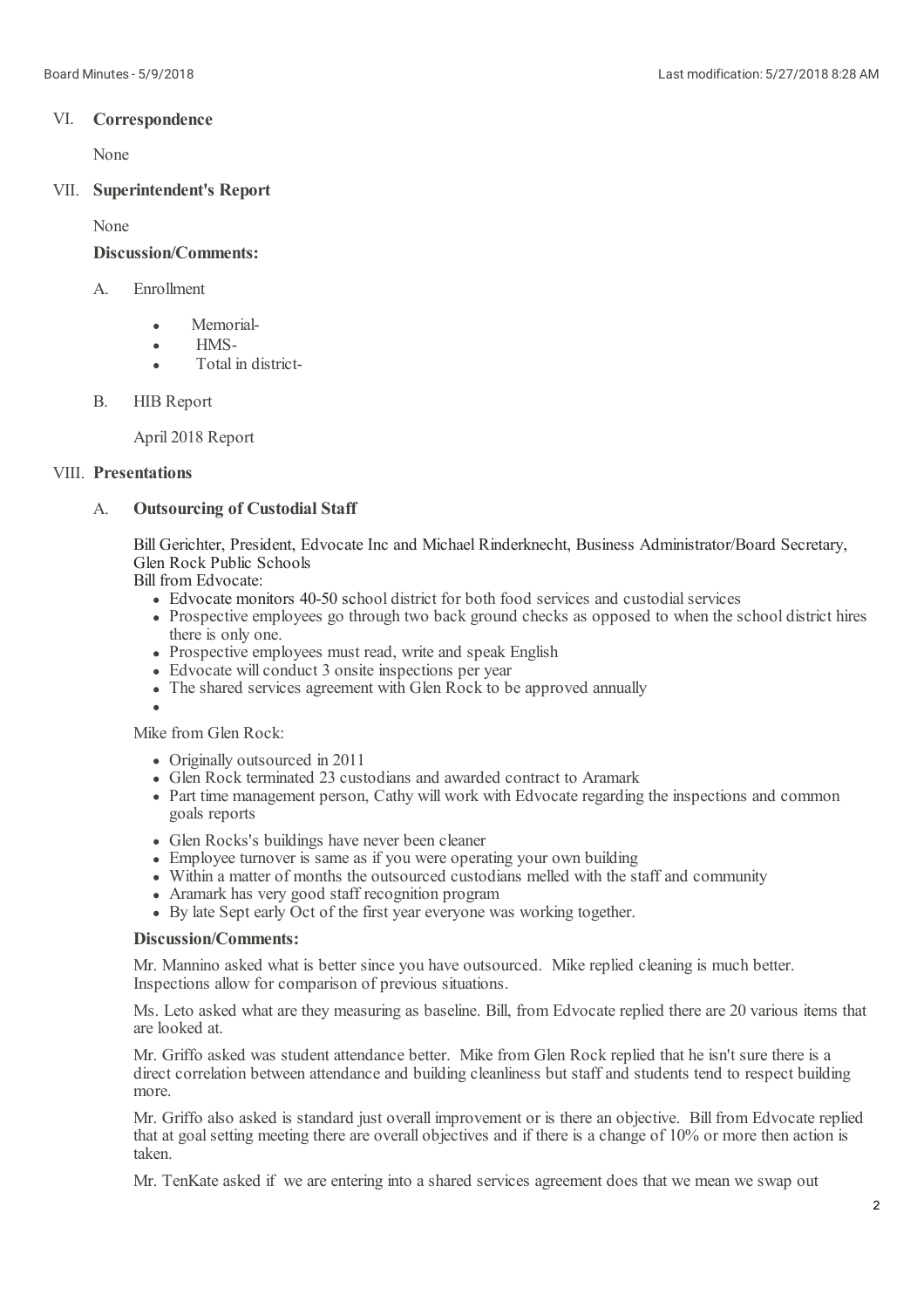## VI. **Correspondence**

None

## VII. **Superintendent's Report**

None

**Discussion/Comments:**

A. Enrollment

- Memorial-
- HMS-
- Total in district-

B. HIB Report

April 2018 Report

## VIII. **Presentations**

### A. **Outsourcing of Custodial Staff**

Bill Gerichter, President, Edvocate Inc and Michael Rinderknecht, Business Administrator/Board Secretary, Glen Rock Public Schools

Bill from Edvocate:

- Edvocate monitors 40-50 school district for both food services and custodial services
- Prospective employees go through two back ground checks as opposed to when the school district hires there is only one.
- Prospective employees must read, write and speak English
- Edvocate will conduct 3 onsite inspections per year
- The shared services agreement with Glen Rock to be approved annually
- 

Mike from Glen Rock:

- Originally outsourced in 2011
- Glen Rock terminated 23 custodians and awarded contract to Aramark
- Part time management person, Cathy will work with Edvocate regarding the inspections and common goals reports
- Glen Rocks's buildings have never been cleaner
- Employee turnover is same as if you were operating your own building
- Within a matter of months the outsourced custodians melled with the staff and community
- Aramark has very good staff recognition program
- By late Sept early Oct of the first year everyone was working together.

**Discussion/Comments:**

Mr. Mannino asked what is better since you have outsourced. Mike replied cleaning is much better. Inspections allow for comparison of previous situations.

Ms. Leto asked what are they measuring as baseline. Bill, from Edvocate replied there are 20 various items that are looked at.

Mr. Griffo asked was student attendance better. Mike from Glen Rock replied that he isn't sure there is a direct correlation between attendance and building cleanliness but staff and students tend to respect building more.

Mr. Griffo also asked is standard just overall improvement or is there an objective. Bill from Edvocate replied that at goal setting meeting there are overall objectives and if there is a change of 10% or more then action is taken.

Mr. TenKate asked if we are entering into a shared services agreement does that we mean we swap out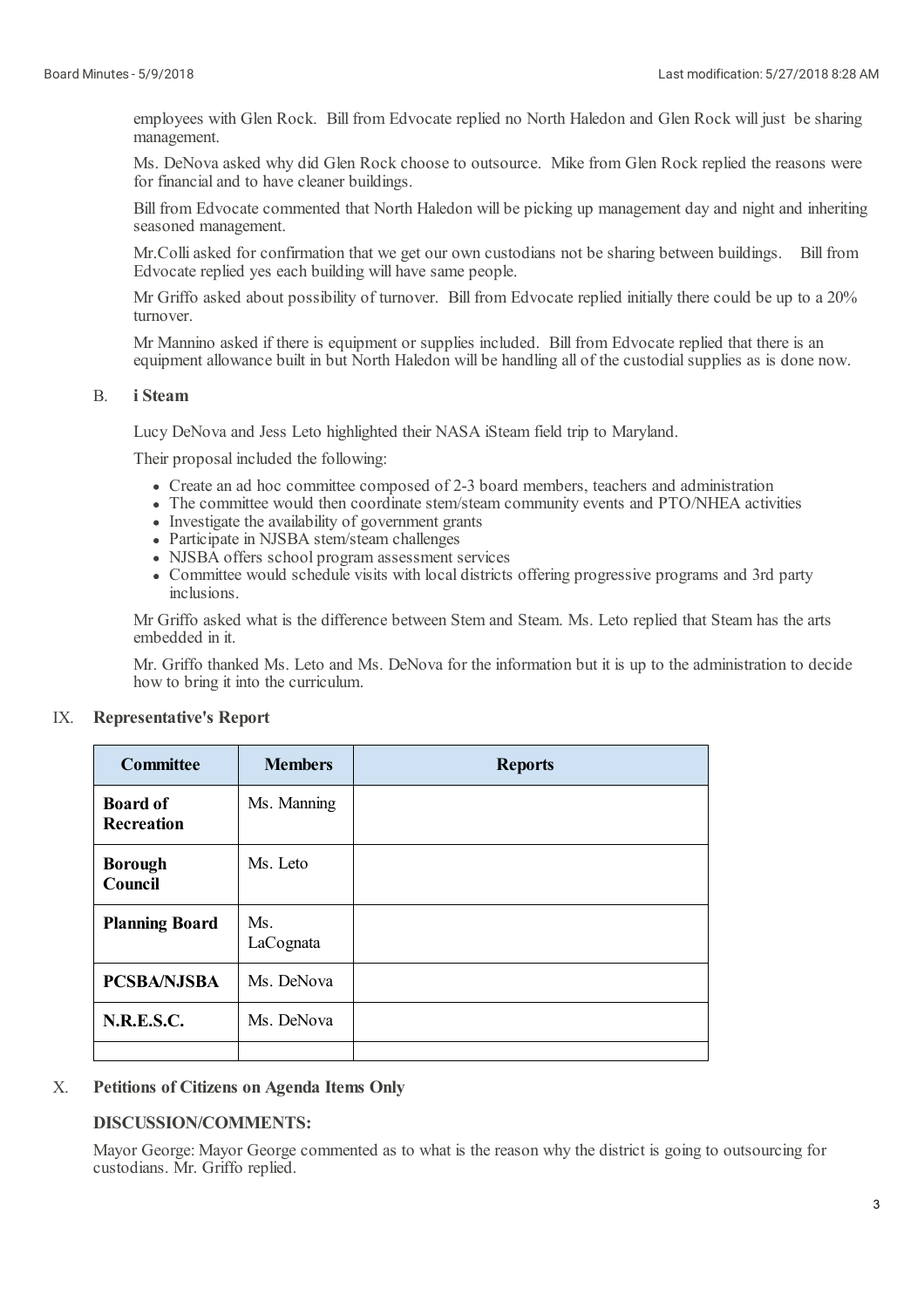employees with Glen Rock. Bill from Edvocate replied no North Haledon and Glen Rock will just be sharing management.

Ms. DeNova asked why did Glen Rock choose to outsource. Mike from Glen Rock replied the reasons were for financial and to have cleaner buildings.

Bill from Edvocate commented that North Haledon will be picking up management day and night and inheriting seasoned management.

Mr.Colli asked for confirmation that we get our own custodians not be sharing between buildings. Bill from Edvocate replied yes each building will have same people.

Mr Griffo asked about possibility of turnover. Bill from Edvocate replied initially there could be up to a 20% turnover.

Mr Mannino asked if there is equipment or supplies included. Bill from Edvocate replied that there is an equipment allowance built in but North Haledon will be handling all of the custodial supplies as is done now.

### B. i Steam

Lucy DeNova and Jess Leto highlighted their NASA iSteam field trip to Maryland.

Their proposal included the following:

- Create an ad hoc committee composed of 2-3 board members, teachers and administration
- The committee would then coordinate stem/steam community events and PTO/NHEA activities
- Investigate the availability of government grants
- Participate in NJSBA stem/steam challenges
- NJSBA offers school program assessment services
- Committee would schedule visits with local districts offering progressive programs and 3rd party inclusions.

Mr Griffo asked what is the difference between Stem and Steam. Ms. Leto replied that Steam has the arts embedded in it.

Mr. Griffo thanked Ms. Leto and Ms. DeNova for the information but it is up to the administration to decide how to bring it into the curriculum.

## IX. Representative's Report

| Committee | Members | Reports |
|---|---|---|
| **Board of Recreation** | Ms. Manning | |
| **Borough Council** | Ms. Leto | |
| **Planning Board** | Ms. LaCognata | |
| **PCSBA/NJSBA** | Ms. DeNova | |
| **N.R.E.S.C.** | Ms. DeNova | |
| | | |

## X. Petitions of Citizens on Agenda Items Only

**DISCUSSION/COMMENTS:**

Mayor George: Mayor George commented as to what is the reason why the district is going to outsourcing for custodians. Mr. Griffo replied.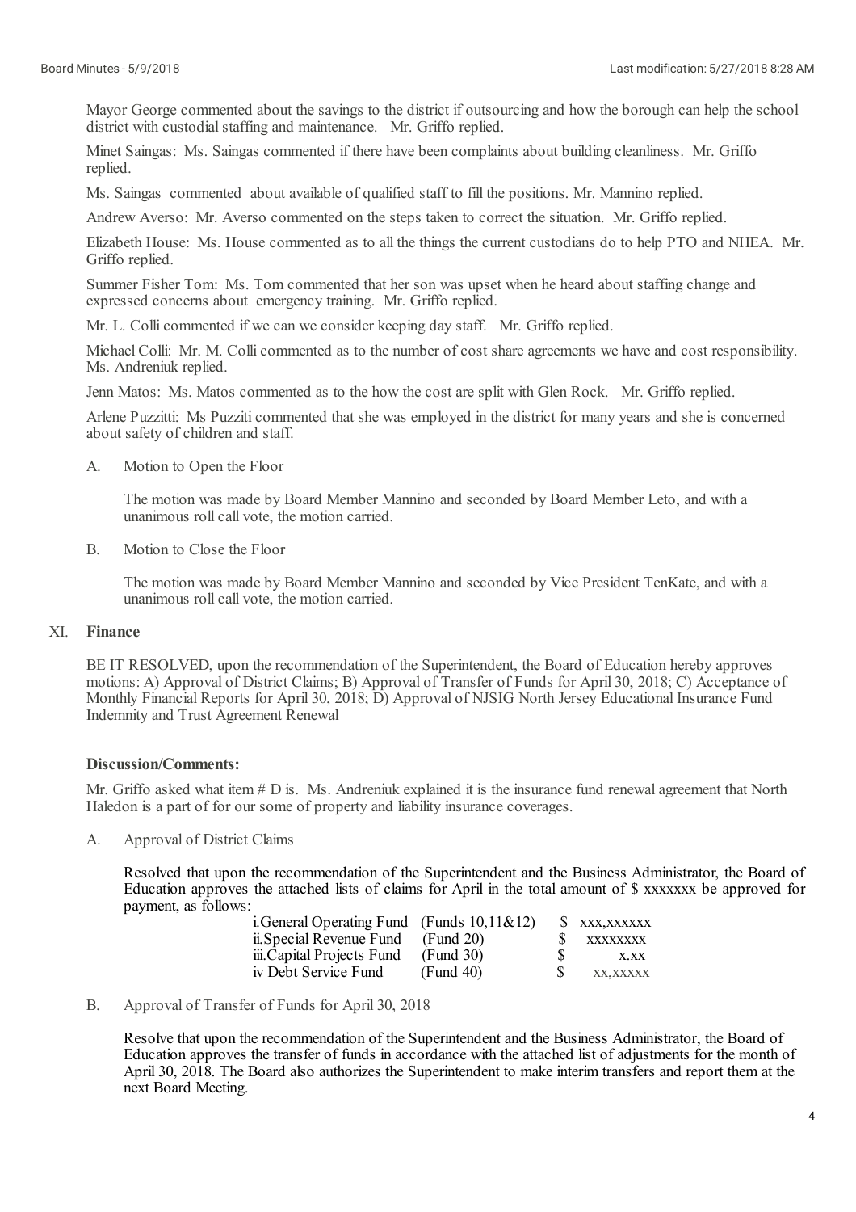Mayor George commented about the savings to the district if outsourcing and how the borough can help the school district with custodial staffing and maintenance. Mr. Griffo replied.

Minet Saingas: Ms. Saingas commented if there have been complaints about building cleanliness. Mr. Griffo replied.

Ms. Saingas commented about available of qualified staff to fill the positions. Mr. Mannino replied.

Andrew Averso: Mr. Averso commented on the steps taken to correct the situation. Mr. Griffo replied.

Elizabeth House: Ms. House commented as to all the things the current custodians do to help PTO and NHEA. Mr. Griffo replied.

Summer Fisher Tom: Ms. Tom commented that her son was upset when he heard about staffing change and expressed concerns about emergency training. Mr. Griffo replied.

Mr. L. Colli commented if we can we consider keeping day staff. Mr. Griffo replied.

Michael Colli: Mr. M. Colli commented as to the number of cost share agreements we have and cost responsibility. Ms. Andreniuk replied.

Jenn Matos: Ms. Matos commented as to the how the cost are split with Glen Rock. Mr. Griffo replied.

Arlene Puzzitti: Ms Puzziti commented that she was employed in the district for many years and she is concerned about safety of children and staff.

A. Motion to Open the Floor

The motion was made by Board Member Mannino and seconded by Board Member Leto, and with a unanimous roll call vote, the motion carried.

B. Motion to Close the Floor

The motion was made by Board Member Mannino and seconded by Vice President TenKate, and with a unanimous roll call vote, the motion carried.

## XI. Finance

BE IT RESOLVED, upon the recommendation of the Superintendent, the Board of Education hereby approves motions: A) Approval of District Claims; B) Approval of Transfer of Funds for April 30, 2018; C) Acceptance of Monthly Financial Reports for April 30, 2018; D) Approval of NJSIG North Jersey Educational Insurance Fund Indemnity and Trust Agreement Renewal

**Discussion/Comments:**

Mr. Griffo asked what item # D is. Ms. Andreniuk explained it is the insurance fund renewal agreement that North Haledon is a part of for our some of property and liability insurance coverages.

A. Approval of District Claims

Resolved that upon the recommendation of the Superintendent and the Business Administrator, the Board of Education approves the attached lists of claims for April in the total amount of $ xxxxxxx be approved for payment, as follows:

| | | |
|---|---|---|
| i.General Operating Fund | (Funds 10,11&12) | $ xxx,xxxxxx |
| ii.Special Revenue Fund | (Fund 20) | $ xxxxxxxx |
| iii.Capital Projects Fund | (Fund 30) | $ x.xx |
| iv Debt Service Fund | (Fund 40) | $ xx,xxxxx |

B. Approval of Transfer of Funds for April 30, 2018

Resolve that upon the recommendation of the Superintendent and the Business Administrator, the Board of Education approves the transfer of funds in accordance with the attached list of adjustments for the month of April 30, 2018. The Board also authorizes the Superintendent to make interim transfers and report them at the next Board Meeting.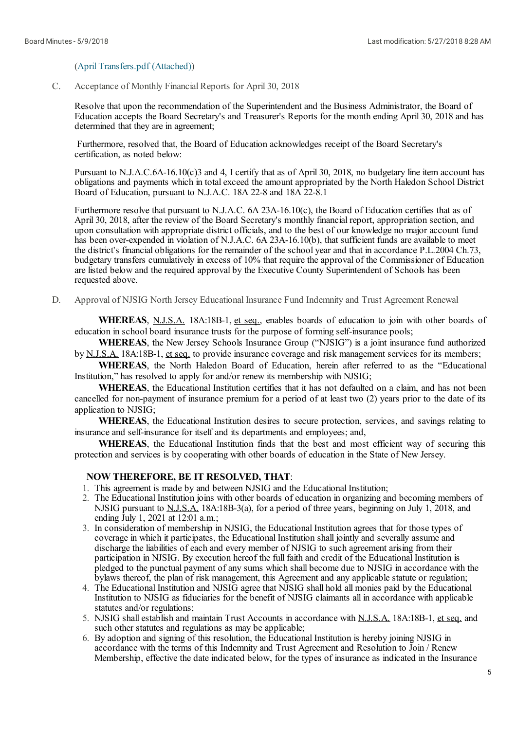(April Transfers.pdf (Attached))

C. Acceptance of Monthly Financial Reports for April 30, 2018

Resolve that upon the recommendation of the Superintendent and the Business Administrator, the Board of Education accepts the Board Secretary's and Treasurer's Reports for the month ending April 30, 2018 and has determined that they are in agreement;

Furthermore, resolved that, the Board of Education acknowledges receipt of the Board Secretary's certification, as noted below:

Pursuant to N.J.A.C.6A-16.10(c)3 and 4, I certify that as of April 30, 2018, no budgetary line item account has obligations and payments which in total exceed the amount appropriated by the North Haledon School District Board of Education, pursuant to N.J.A.C. 18A 22-8 and 18A 22-8.1

Furthermore resolve that pursuant to N.J.A.C. 6A 23A-16.10(c), the Board of Education certifies that as of April 30, 2018, after the review of the Board Secretary's monthly financial report, appropriation section, and upon consultation with appropriate district officials, and to the best of our knowledge no major account fund has been over-expended in violation of N.J.A.C. 6A 23A-16.10(b), that sufficient funds are available to meet the district's financial obligations for the remainder of the school year and that in accordance P.L.2004 Ch.73, budgetary transfers cumulatively in excess of 10% that require the approval of the Commissioner of Education are listed below and the required approval by the Executive County Superintendent of Schools has been requested above.

D. Approval of NJSIG North Jersey Educational Insurance Fund Indemnity and Trust Agreement Renewal

**WHEREAS**, N.J.S.A. 18A:18B-1, et seq., enables boards of education to join with other boards of education in school board insurance trusts for the purpose of forming self-insurance pools;

**WHEREAS**, the New Jersey Schools Insurance Group ("NJSIG") is a joint insurance fund authorized by N.J.S.A. 18A:18B-1, et seq. to provide insurance coverage and risk management services for its members;

**WHEREAS**, the North Haledon Board of Education, herein after referred to as the "Educational Institution," has resolved to apply for and/or renew its membership with NJSIG;

**WHEREAS**, the Educational Institution certifies that it has not defaulted on a claim, and has not been cancelled for non-payment of insurance premium for a period of at least two (2) years prior to the date of its application to NJSIG;

**WHEREAS**, the Educational Institution desires to secure protection, services, and savings relating to insurance and self-insurance for itself and its departments and employees; and,

**WHEREAS**, the Educational Institution finds that the best and most efficient way of securing this protection and services is by cooperating with other boards of education in the State of New Jersey.

**NOW THEREFORE, BE IT RESOLVED, THAT**:

1. This agreement is made by and between NJSIG and the Educational Institution;
2. The Educational Institution joins with other boards of education in organizing and becoming members of NJSIG pursuant to N.J.S.A. 18A:18B-3(a), for a period of three years, beginning on July 1, 2018, and ending July 1, 2021 at 12:01 a.m.;
3. In consideration of membership in NJSIG, the Educational Institution agrees that for those types of coverage in which it participates, the Educational Institution shall jointly and severally assume and discharge the liabilities of each and every member of NJSIG to such agreement arising from their participation in NJSIG. By execution hereof the full faith and credit of the Educational Institution is pledged to the punctual payment of any sums which shall become due to NJSIG in accordance with the bylaws thereof, the plan of risk management, this Agreement and any applicable statute or regulation;
4. The Educational Institution and NJSIG agree that NJSIG shall hold all monies paid by the Educational Institution to NJSIG as fiduciaries for the benefit of NJSIG claimants all in accordance with applicable statutes and/or regulations;
5. NJSIG shall establish and maintain Trust Accounts in accordance with N.J.S.A. 18A:18B-1, et seq. and such other statutes and regulations as may be applicable;
6. By adoption and signing of this resolution, the Educational Institution is hereby joining NJSIG in accordance with the terms of this Indemnity and Trust Agreement and Resolution to Join / Renew Membership, effective the date indicated below, for the types of insurance as indicated in the Insurance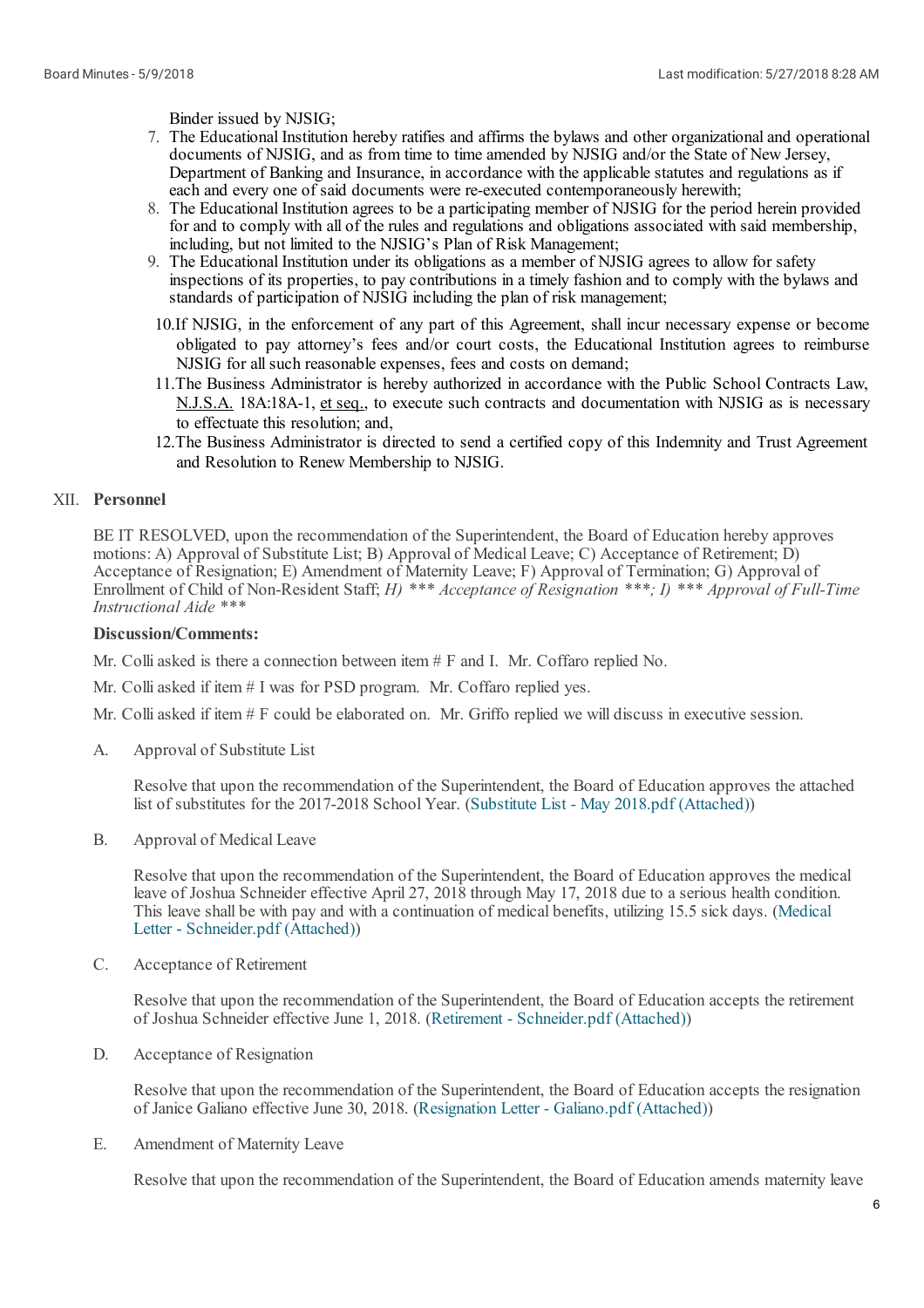Binder issued by NJSIG;

7. The Educational Institution hereby ratifies and affirms the bylaws and other organizational and operational documents of NJSIG, and as from time to time amended by NJSIG and/or the State of New Jersey, Department of Banking and Insurance, in accordance with the applicable statutes and regulations as if each and every one of said documents were re-executed contemporaneously herewith;
8. The Educational Institution agrees to be a participating member of NJSIG for the period herein provided for and to comply with all of the rules and regulations and obligations associated with said membership, including, but not limited to the NJSIG's Plan of Risk Management;
9. The Educational Institution under its obligations as a member of NJSIG agrees to allow for safety inspections of its properties, to pay contributions in a timely fashion and to comply with the bylaws and standards of participation of NJSIG including the plan of risk management;
10. If NJSIG, in the enforcement of any part of this Agreement, shall incur necessary expense or become obligated to pay attorney's fees and/or court costs, the Educational Institution agrees to reimburse NJSIG for all such reasonable expenses, fees and costs on demand;
11. The Business Administrator is hereby authorized in accordance with the Public School Contracts Law, N.J.S.A. 18A:18A-1, et seq., to execute such contracts and documentation with NJSIG as is necessary to effectuate this resolution; and,
12. The Business Administrator is directed to send a certified copy of this Indemnity and Trust Agreement and Resolution to Renew Membership to NJSIG.

## XII. Personnel

BE IT RESOLVED, upon the recommendation of the Superintendent, the Board of Education hereby approves motions: A) Approval of Substitute List; B) Approval of Medical Leave; C) Acceptance of Retirement; D) Acceptance of Resignation; E) Amendment of Maternity Leave; F) Approval of Termination; G) Approval of Enrollment of Child of Non-Resident Staff; *H) *** Acceptance of Resignation ***; I) *** Approval of Full-Time Instructional Aide ****

**Discussion/Comments:**

Mr. Colli asked is there a connection between item # F and I. Mr. Coffaro replied No.

Mr. Colli asked if item # I was for PSD program. Mr. Coffaro replied yes.

Mr. Colli asked if item # F could be elaborated on. Mr. Griffo replied we will discuss in executive session.

A. Approval of Substitute List

Resolve that upon the recommendation of the Superintendent, the Board of Education approves the attached list of substitutes for the 2017-2018 School Year. (Substitute List - May 2018.pdf (Attached))

B. Approval of Medical Leave

Resolve that upon the recommendation of the Superintendent, the Board of Education approves the medical leave of Joshua Schneider effective April 27, 2018 through May 17, 2018 due to a serious health condition. This leave shall be with pay and with a continuation of medical benefits, utilizing 15.5 sick days. (Medical Letter - Schneider.pdf (Attached))

C. Acceptance of Retirement

Resolve that upon the recommendation of the Superintendent, the Board of Education accepts the retirement of Joshua Schneider effective June 1, 2018. (Retirement - Schneider.pdf (Attached))

D. Acceptance of Resignation

Resolve that upon the recommendation of the Superintendent, the Board of Education accepts the resignation of Janice Galiano effective June 30, 2018. (Resignation Letter - Galiano.pdf (Attached))

E. Amendment of Maternity Leave

Resolve that upon the recommendation of the Superintendent, the Board of Education amends maternity leave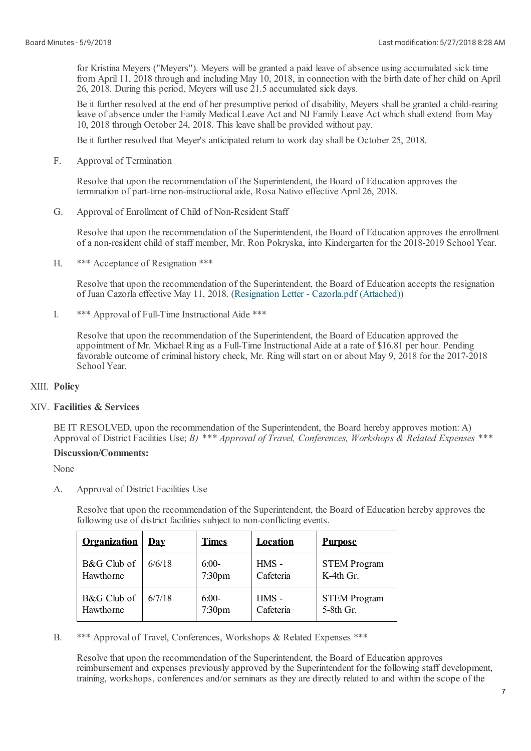for Kristina Meyers ("Meyers"). Meyers will be granted a paid leave of absence using accumulated sick time from April 11, 2018 through and including May 10, 2018, in connection with the birth date of her child on April 26, 2018. During this period, Meyers will use 21.5 accumulated sick days.

Be it further resolved at the end of her presumptive period of disability, Meyers shall be granted a child-rearing leave of absence under the Family Medical Leave Act and NJ Family Leave Act which shall extend from May 10, 2018 through October 24, 2018. This leave shall be provided without pay.

Be it further resolved that Meyer's anticipated return to work day shall be October 25, 2018.

F. Approval of Termination

Resolve that upon the recommendation of the Superintendent, the Board of Education approves the termination of part-time non-instructional aide, Rosa Nativo effective April 26, 2018.

G. Approval of Enrollment of Child of Non-Resident Staff

Resolve that upon the recommendation of the Superintendent, the Board of Education approves the enrollment of a non-resident child of staff member, Mr. Ron Pokryska, into Kindergarten for the 2018-2019 School Year.

H. *** Acceptance of Resignation ***

Resolve that upon the recommendation of the Superintendent, the Board of Education accepts the resignation of Juan Cazorla effective May 11, 2018. (Resignation Letter - Cazorla.pdf (Attached))

I. *** Approval of Full-Time Instructional Aide ***

Resolve that upon the recommendation of the Superintendent, the Board of Education approved the appointment of Mr. Michael Ring as a Full-Time Instructional Aide at a rate of $16.81 per hour. Pending favorable outcome of criminal history check, Mr. Ring will start on or about May 9, 2018 for the 2017-2018 School Year.

## XIII. Policy

## XIV. Facilities & Services

BE IT RESOLVED, upon the recommendation of the Superintendent, the Board hereby approves motion: A) Approval of District Facilities Use; *B) *** Approval of Travel, Conferences, Workshops & Related Expenses ****

**Discussion/Comments:**

None

A. Approval of District Facilities Use

Resolve that upon the recommendation of the Superintendent, the Board of Education hereby approves the following use of district facilities subject to non-conflicting events.

| Organization | Day | Times | Location | Purpose |
|---|---|---|---|---|
| B&G Club of Hawthorne | 6/6/18 | 6:00-7:30pm | HMS - Cafeteria | STEM Program K-4th Gr. |
| B&G Club of Hawthorne | 6/7/18 | 6:00-7:30pm | HMS - Cafeteria | STEM Program 5-8th Gr. |

B. *** Approval of Travel, Conferences, Workshops & Related Expenses ***

Resolve that upon the recommendation of the Superintendent, the Board of Education approves reimbursement and expenses previously approved by the Superintendent for the following staff development, training, workshops, conferences and/or seminars as they are directly related to and within the scope of the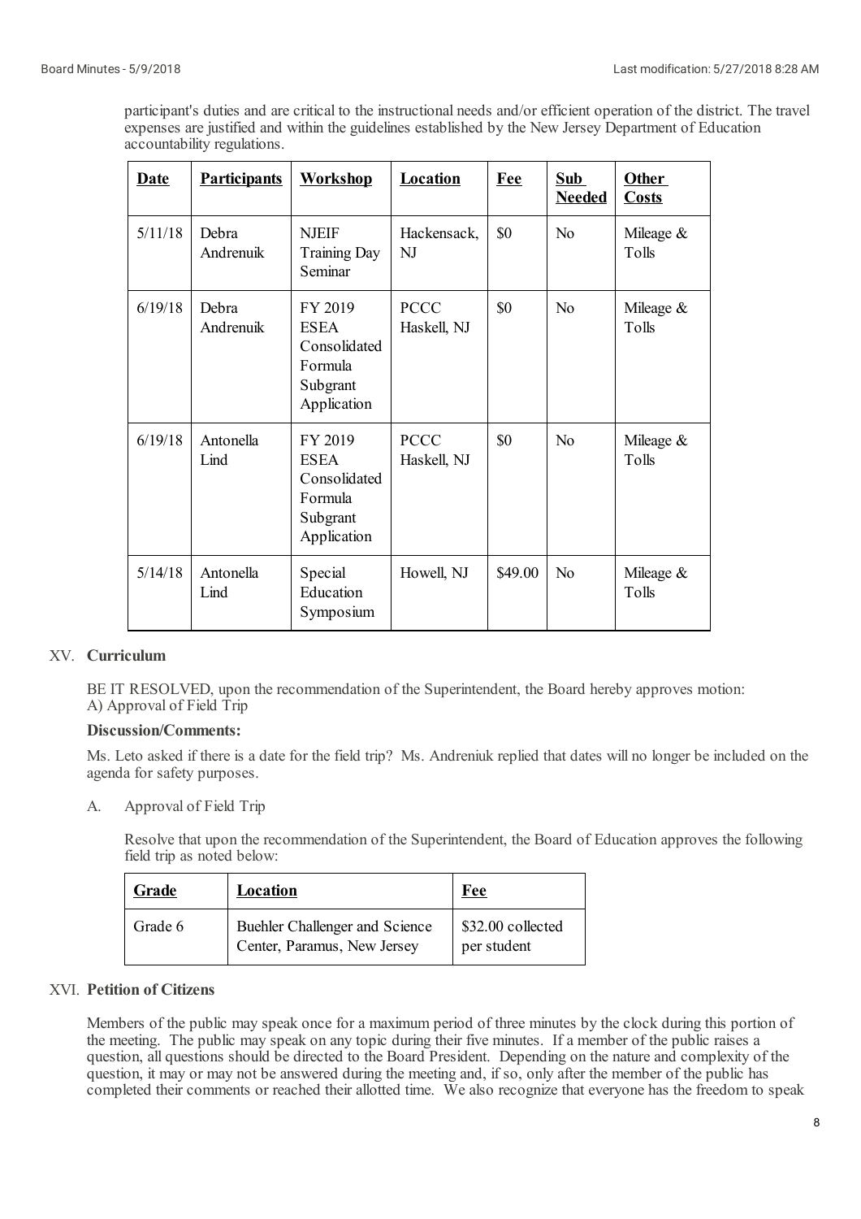participant's duties and are critical to the instructional needs and/or efficient operation of the district. The travel expenses are justified and within the guidelines established by the New Jersey Department of Education accountability regulations.

| **Date** | **Participants** | **Workshop** | **Location** | **Fee** | **Sub Needed** | **Other Costs** |
|---|---|---|---|---|---|---|
| 5/11/18 | Debra Andrenuik | NJEIF Training Day Seminar | Hackensack, NJ | $0 | No | Mileage & Tolls |
| 6/19/18 | Debra Andrenuik | FY 2019 ESEA Consolidated Formula Subgrant Application | PCCC Haskell, NJ | $0 | No | Mileage & Tolls |
| 6/19/18 | Antonella Lind | FY 2019 ESEA Consolidated Formula Subgrant Application | PCCC Haskell, NJ | $0 | No | Mileage & Tolls |
| 5/14/18 | Antonella Lind | Special Education Symposium | Howell, NJ | $49.00 | No | Mileage & Tolls |

## XV. Curriculum

BE IT RESOLVED, upon the recommendation of the Superintendent, the Board hereby approves motion:
A) Approval of Field Trip

**Discussion/Comments:**

Ms. Leto asked if there is a date for the field trip? Ms. Andreniuk replied that dates will no longer be included on the agenda for safety purposes.

A. Approval of Field Trip

Resolve that upon the recommendation of the Superintendent, the Board of Education approves the following field trip as noted below:

| **Grade** | **Location** | **Fee** |
|---|---|---|
| Grade 6 | Buehler Challenger and Science Center, Paramus, New Jersey | $32.00 collected per student |

## XVI. Petition of Citizens

Members of the public may speak once for a maximum period of three minutes by the clock during this portion of the meeting. The public may speak on any topic during their five minutes. If a member of the public raises a question, all questions should be directed to the Board President. Depending on the nature and complexity of the question, it may or may not be answered during the meeting and, if so, only after the member of the public has completed their comments or reached their allotted time. We also recognize that everyone has the freedom to speak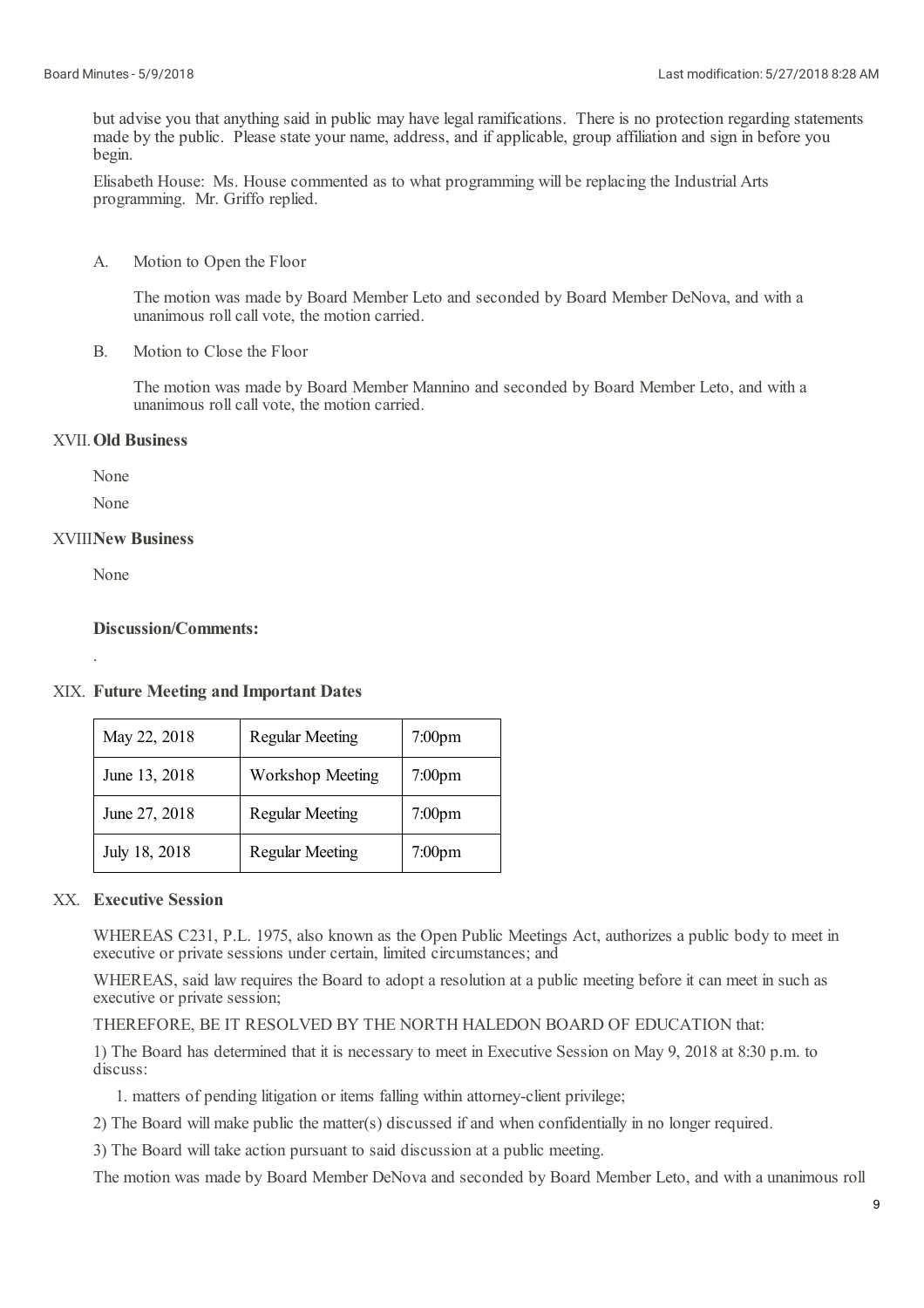but advise you that anything said in public may have legal ramifications. There is no protection regarding statements made by the public. Please state your name, address, and if applicable, group affiliation and sign in before you begin.

Elisabeth House: Ms. House commented as to what programming will be replacing the Industrial Arts programming. Mr. Griffo replied.

A. Motion to Open the Floor

The motion was made by Board Member Leto and seconded by Board Member DeNova, and with a unanimous roll call vote, the motion carried.

B. Motion to Close the Floor

The motion was made by Board Member Mannino and seconded by Board Member Leto, and with a unanimous roll call vote, the motion carried.

## XVII. Old Business

None

None

## XVIII New Business

None

**Discussion/Comments:**

.

## XIX. Future Meeting and Important Dates

| May 22, 2018 | Regular Meeting | 7:00pm |
|---|---|---|
| June 13, 2018 | Workshop Meeting | 7:00pm |
| June 27, 2018 | Regular Meeting | 7:00pm |
| July 18, 2018 | Regular Meeting | 7:00pm |

## XX. Executive Session

WHEREAS C231, P.L. 1975, also known as the Open Public Meetings Act, authorizes a public body to meet in executive or private sessions under certain, limited circumstances; and

WHEREAS, said law requires the Board to adopt a resolution at a public meeting before it can meet in such as executive or private session;

THEREFORE, BE IT RESOLVED BY THE NORTH HALEDON BOARD OF EDUCATION that:

1) The Board has determined that it is necessary to meet in Executive Session on May 9, 2018 at 8:30 p.m. to discuss:

1. matters of pending litigation or items falling within attorney-client privilege;

2) The Board will make public the matter(s) discussed if and when confidentially in no longer required.

3) The Board will take action pursuant to said discussion at a public meeting.

The motion was made by Board Member DeNova and seconded by Board Member Leto, and with a unanimous roll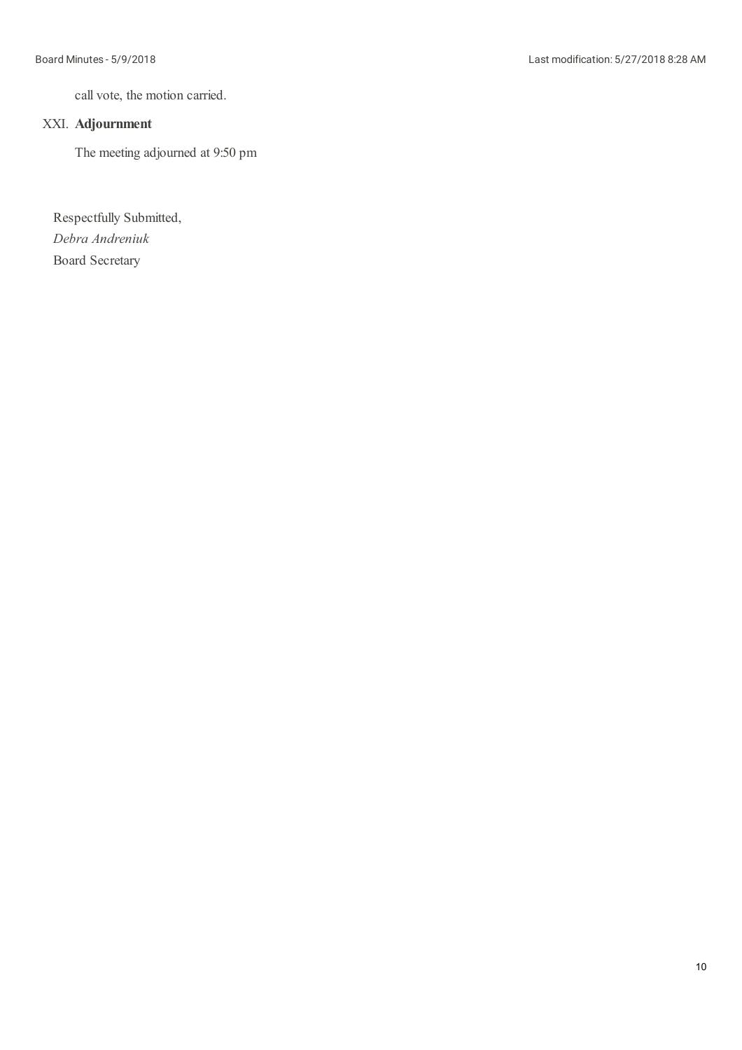call vote, the motion carried.

## XXI. **Adjournment**

The meeting adjourned at 9:50 pm

Respectfully Submitted,
*Debra Andreniuk*
Board Secretary